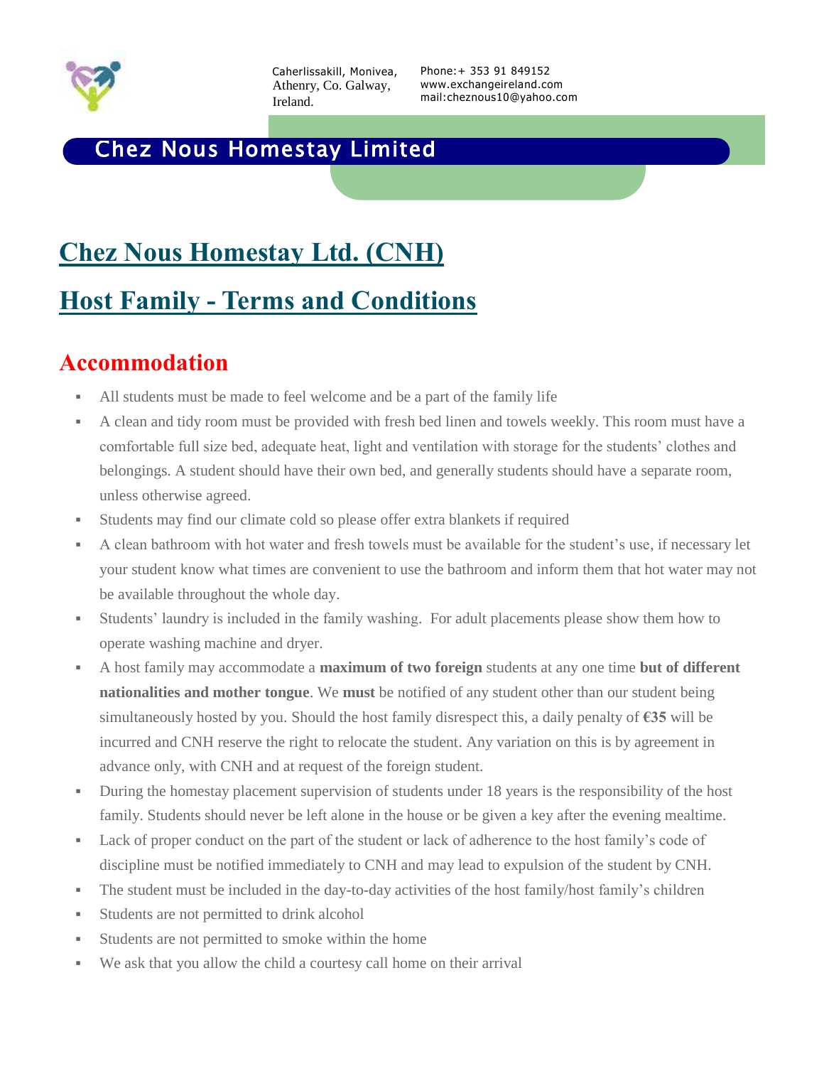Caherlissakill, Monivea, Athenry, Co. Galway, Ireland.

Phone:+ 353 91 849152
www.exchangeireland.com
mail:cheznous10@yahoo.com

**Chez Nous Homestay Limited**

# Chez Nous Homestay Ltd. (CNH)

# Host Family - Terms and Conditions

## Accommodation

- All students must be made to feel welcome and be a part of the family life
- A clean and tidy room must be provided with fresh bed linen and towels weekly. This room must have a comfortable full size bed, adequate heat, light and ventilation with storage for the students' clothes and belongings. A student should have their own bed, and generally students should have a separate room, unless otherwise agreed.
- Students may find our climate cold so please offer extra blankets if required
- A clean bathroom with hot water and fresh towels must be available for the student's use, if necessary let your student know what times are convenient to use the bathroom and inform them that hot water may not be available throughout the whole day.
- Students' laundry is included in the family washing. For adult placements please show them how to operate washing machine and dryer.
- A host family may accommodate a **maximum of two foreign** students at any one time **but of different nationalities and mother tongue**. We **must** be notified of any student other than our student being simultaneously hosted by you. Should the host family disrespect this, a daily penalty of **€35** will be incurred and CNH reserve the right to relocate the student. Any variation on this is by agreement in advance only, with CNH and at request of the foreign student.
- During the homestay placement supervision of students under 18 years is the responsibility of the host family. Students should never be left alone in the house or be given a key after the evening mealtime.
- Lack of proper conduct on the part of the student or lack of adherence to the host family's code of discipline must be notified immediately to CNH and may lead to expulsion of the student by CNH.
- The student must be included in the day-to-day activities of the host family/host family's children
- Students are not permitted to drink alcohol
- Students are not permitted to smoke within the home
- We ask that you allow the child a courtesy call home on their arrival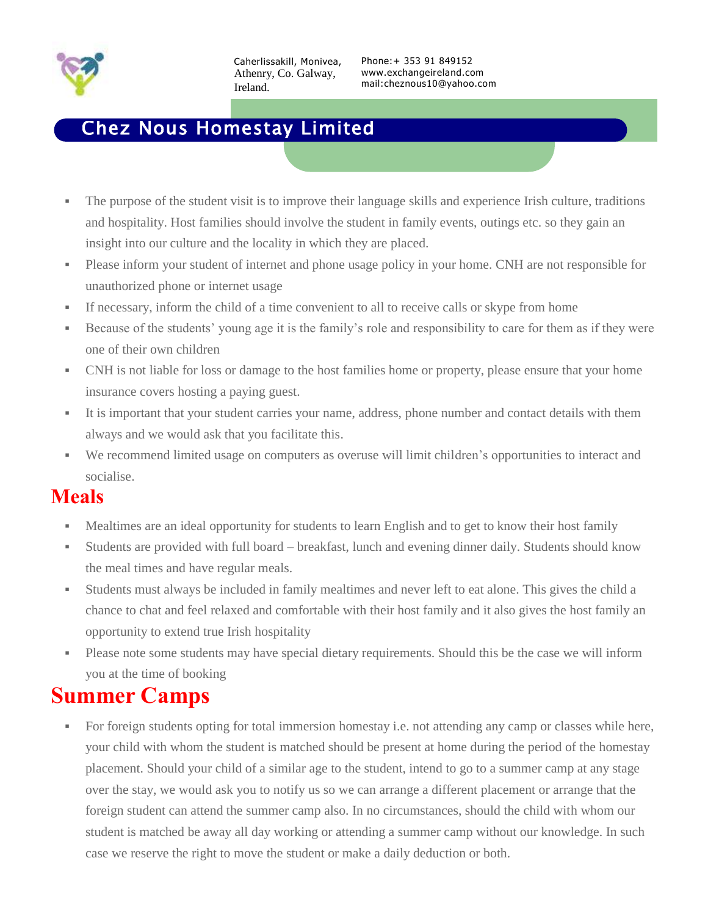Caherlissakill, Monivea, Athenry, Co. Galway, Ireland.

Phone:+ 353 91 849152
www.exchangeireland.com
mail:cheznous10@yahoo.com

# Chez Nous Homestay Limited

- The purpose of the student visit is to improve their language skills and experience Irish culture, traditions and hospitality. Host families should involve the student in family events, outings etc. so they gain an insight into our culture and the locality in which they are placed.
- Please inform your student of internet and phone usage policy in your home. CNH are not responsible for unauthorized phone or internet usage
- If necessary, inform the child of a time convenient to all to receive calls or skype from home
- Because of the students' young age it is the family's role and responsibility to care for them as if they were one of their own children
- CNH is not liable for loss or damage to the host families home or property, please ensure that your home insurance covers hosting a paying guest.
- It is important that your student carries your name, address, phone number and contact details with them always and we would ask that you facilitate this.
- We recommend limited usage on computers as overuse will limit children's opportunities to interact and socialise.

## Meals

- Mealtimes are an ideal opportunity for students to learn English and to get to know their host family
- Students are provided with full board – breakfast, lunch and evening dinner daily. Students should know the meal times and have regular meals.
- Students must always be included in family mealtimes and never left to eat alone. This gives the child a chance to chat and feel relaxed and comfortable with their host family and it also gives the host family an opportunity to extend true Irish hospitality
- Please note some students may have special dietary requirements. Should this be the case we will inform you at the time of booking

## Summer Camps

- For foreign students opting for total immersion homestay i.e. not attending any camp or classes while here, your child with whom the student is matched should be present at home during the period of the homestay placement. Should your child of a similar age to the student, intend to go to a summer camp at any stage over the stay, we would ask you to notify us so we can arrange a different placement or arrange that the foreign student can attend the summer camp also. In no circumstances, should the child with whom our student is matched be away all day working or attending a summer camp without our knowledge. In such case we reserve the right to move the student or make a daily deduction or both.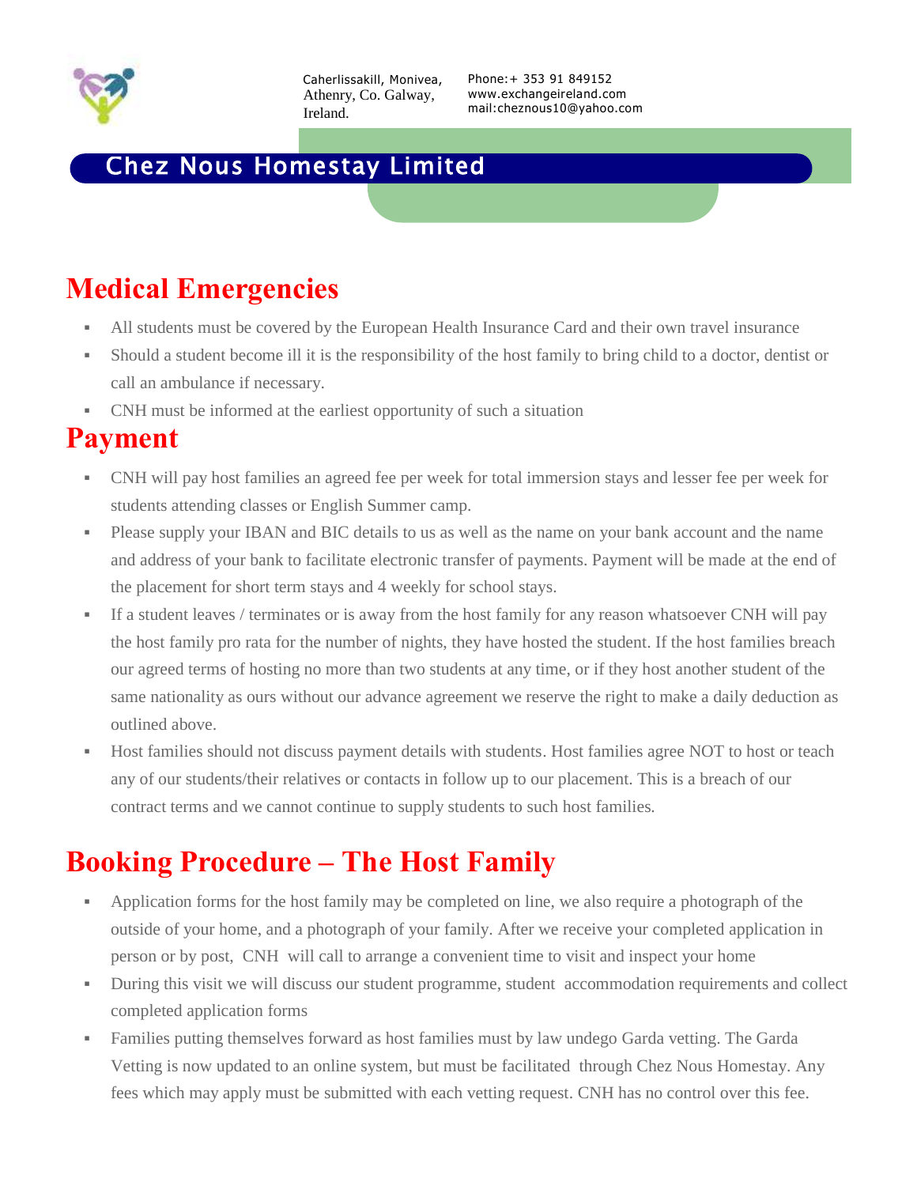Caherlissakill, Monivea, Athenry, Co. Galway, Ireland.

Phone:+ 353 91 849152
www.exchangeireland.com
mail:cheznous10@yahoo.com

**Chez Nous Homestay Limited**

# Medical Emergencies

- All students must be covered by the European Health Insurance Card and their own travel insurance
- Should a student become ill it is the responsibility of the host family to bring child to a doctor, dentist or call an ambulance if necessary.
- CNH must be informed at the earliest opportunity of such a situation

# Payment

- CNH will pay host families an agreed fee per week for total immersion stays and lesser fee per week for students attending classes or English Summer camp.
- Please supply your IBAN and BIC details to us as well as the name on your bank account and the name and address of your bank to facilitate electronic transfer of payments. Payment will be made at the end of the placement for short term stays and 4 weekly for school stays.
- If a student leaves / terminates or is away from the host family for any reason whatsoever CNH will pay the host family pro rata for the number of nights, they have hosted the student. If the host families breach our agreed terms of hosting no more than two students at any time, or if they host another student of the same nationality as ours without our advance agreement we reserve the right to make a daily deduction as outlined above.
- Host families should not discuss payment details with students. Host families agree NOT to host or teach any of our students/their relatives or contacts in follow up to our placement. This is a breach of our contract terms and we cannot continue to supply students to such host families.

# Booking Procedure – The Host Family

- Application forms for the host family may be completed on line, we also require a photograph of the outside of your home, and a photograph of your family. After we receive your completed application in person or by post, CNH will call to arrange a convenient time to visit and inspect your home
- During this visit we will discuss our student programme, student accommodation requirements and collect completed application forms
- Families putting themselves forward as host families must by law undego Garda vetting. The Garda Vetting is now updated to an online system, but must be facilitated through Chez Nous Homestay. Any fees which may apply must be submitted with each vetting request. CNH has no control over this fee.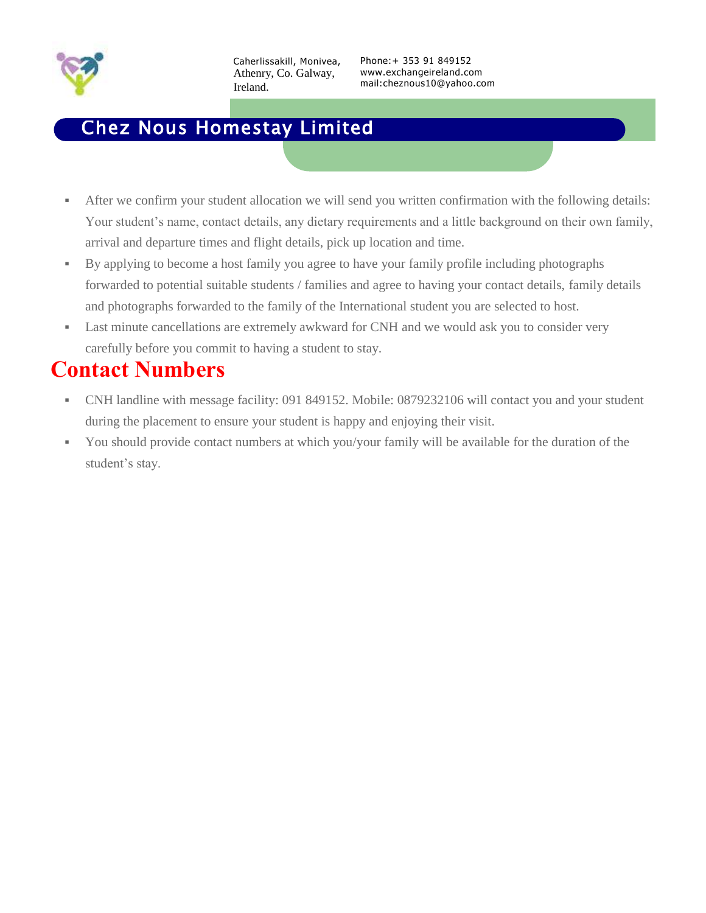Caherlissakill, Monivea, Athenry, Co. Galway, Ireland.

Phone:+ 353 91 849152
www.exchangeireland.com
mail:cheznous10@yahoo.com

# Chez Nous Homestay Limited

- After we confirm your student allocation we will send you written confirmation with the following details: Your student's name, contact details, any dietary requirements and a little background on their own family, arrival and departure times and flight details, pick up location and time.
- By applying to become a host family you agree to have your family profile including photographs forwarded to potential suitable students / families and agree to having your contact details, family details and photographs forwarded to the family of the International student you are selected to host.
- Last minute cancellations are extremely awkward for CNH and we would ask you to consider very carefully before you commit to having a student to stay.

## Contact Numbers

- CNH landline with message facility: 091 849152. Mobile: 0879232106 will contact you and your student during the placement to ensure your student is happy and enjoying their visit.
- You should provide contact numbers at which you/your family will be available for the duration of the student's stay.